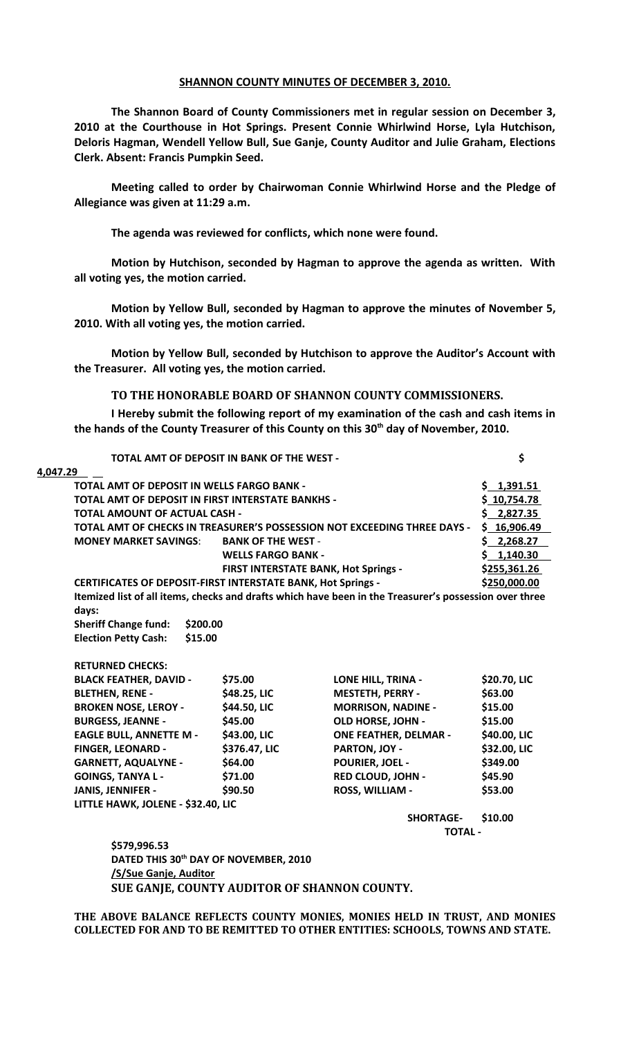**SHANNON COUNTY MINUTES OF DECEMBER 3, 2010.**

**The Shannon Board of County Commissioners met in regular session on December 3, 2010 at the Courthouse in Hot Springs. Present Connie Whirlwind Horse, Lyla Hutchison, Deloris Hagman, Wendell Yellow Bull, Sue Ganje, County Auditor and Julie Graham, Elections Clerk. Absent: Francis Pumpkin Seed.**

**Meeting called to order by Chairwoman Connie Whirlwind Horse and the Pledge of Allegiance was given at 11:29 a.m.**

**The agenda was reviewed for conflicts, which none were found.**

**Motion by Hutchison, seconded by Hagman to approve the agenda as written. With all voting yes, the motion carried.**

**Motion by Yellow Bull, seconded by Hagman to approve the minutes of November 5, 2010. With all voting yes, the motion carried.**

**Motion by Yellow Bull, seconded by Hutchison to approve the Auditor's Account with the Treasurer. All voting yes, the motion carried.**

**TO THE HONORABLE BOARD OF SHANNON COUNTY COMMISSIONERS.**

**I Hereby submit the following report of my examination of the cash and cash items in the hands of the County Treasurer of this County on this 30th day of November, 2010.**

| | | |
|---|---|---|
| **TOTAL AMT OF DEPOSIT IN BANK OF THE WEST -** | | **$ 4,047.29** |
| **TOTAL AMT OF DEPOSIT IN WELLS FARGO BANK -** | | **$ 1,391.51** |
| **TOTAL AMT OF DEPOSIT IN FIRST INTERSTATE BANKHS -** | | **$ 10,754.78** |
| **TOTAL AMOUNT OF ACTUAL CASH -** | | **$ 2,827.35** |
| **TOTAL AMT OF CHECKS IN TREASURER'S POSSESSION NOT EXCEEDING THREE DAYS -** | | **$ 16,906.49** |
| **MONEY MARKET SAVINGS:** | **BANK OF THE WEST -** | **$ 2,268.27** |
| | **WELLS FARGO BANK -** | **$ 1,140.30** |
| | **FIRST INTERSTATE BANK, Hot Springs -** | **$255,361.26** |
| **CERTIFICATES OF DEPOSIT-FIRST INTERSTATE BANK, Hot Springs -** | | **$250,000.00** |

**Itemized list of all items, checks and drafts which have been in the Treasurer's possession over three days:**

**Sheriff Change fund: $200.00**
**Election Petty Cash: $15.00**

**RETURNED CHECKS:**

| | | | |
|---|---|---|---|
| **BLACK FEATHER, DAVID -** | **$75.00** | **LONE HILL, TRINA -** | **$20.70, LIC** |
| **BLETHEN, RENE -** | **$48.25, LIC** | **MESTETH, PERRY -** | **$63.00** |
| **BROKEN NOSE, LEROY -** | **$44.50, LIC** | **MORRISON, NADINE -** | **$15.00** |
| **BURGESS, JEANNE -** | **$45.00** | **OLD HORSE, JOHN -** | **$15.00** |
| **EAGLE BULL, ANNETTE M -** | **$43.00, LIC** | **ONE FEATHER, DELMAR -** | **$40.00, LIC** |
| **FINGER, LEONARD -** | **$376.47, LIC** | **PARTON, JOY -** | **$32.00, LIC** |
| **GARNETT, AQUALYNE -** | **$64.00** | **POURIER, JOEL -** | **$349.00** |
| **GOINGS, TANYA L -** | **$71.00** | **RED CLOUD, JOHN -** | **$45.90** |
| **JANIS, JENNIFER -** | **$90.50** | **ROSS, WILLIAM -** | **$53.00** |
| **LITTLE HAWK, JOLENE - $32.40, LIC** | | | |

**SHORTAGE- $10.00**

**TOTAL - $579,996.53**

**DATED THIS 30th DAY OF NOVEMBER, 2010**
**/S/Sue Ganje, Auditor**
**SUE GANJE, COUNTY AUDITOR OF SHANNON COUNTY.**

**THE ABOVE BALANCE REFLECTS COUNTY MONIES, MONIES HELD IN TRUST, AND MONIES COLLECTED FOR AND TO BE REMITTED TO OTHER ENTITIES: SCHOOLS, TOWNS AND STATE.**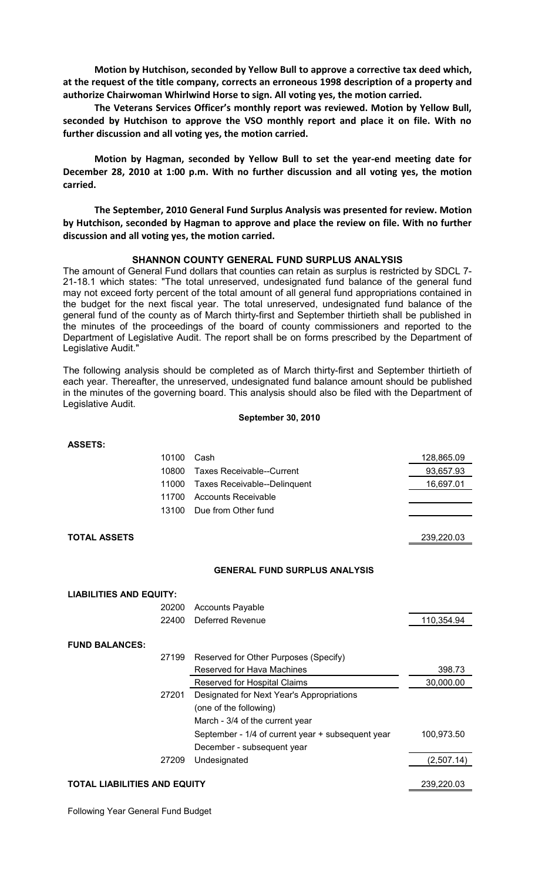**Motion by Hutchison, seconded by Yellow Bull to approve a corrective tax deed which, at the request of the title company, corrects an erroneous 1998 description of a property and authorize Chairwoman Whirlwind Horse to sign. All voting yes, the motion carried.**

**The Veterans Services Officer's monthly report was reviewed. Motion by Yellow Bull, seconded by Hutchison to approve the VSO monthly report and place it on file. With no further discussion and all voting yes, the motion carried.**

**Motion by Hagman, seconded by Yellow Bull to set the year-end meeting date for December 28, 2010 at 1:00 p.m. With no further discussion and all voting yes, the motion carried.**

**The September, 2010 General Fund Surplus Analysis was presented for review. Motion by Hutchison, seconded by Hagman to approve and place the review on file. With no further discussion and all voting yes, the motion carried.**

## SHANNON COUNTY GENERAL FUND SURPLUS ANALYSIS

The amount of General Fund dollars that counties can retain as surplus is restricted by SDCL 7-21-18.1 which states: "The total unreserved, undesignated fund balance of the general fund may not exceed forty percent of the total amount of all general fund appropriations contained in the budget for the next fiscal year. The total unreserved, undesignated fund balance of the general fund of the county as of March thirty-first and September thirtieth shall be published in the minutes of the proceedings of the board of county commissioners and reported to the Department of Legislative Audit. The report shall be on forms prescribed by the Department of Legislative Audit."

The following analysis should be completed as of March thirty-first and September thirtieth of each year. Thereafter, the unreserved, undesignated fund balance amount should be published in the minutes of the governing board. This analysis should also be filed with the Department of Legislative Audit.

**September 30, 2010**

**ASSETS:**

| | | | |
|---|---|---|---|
| | 10100 | Cash | 128,865.09 |
| | 10800 | Taxes Receivable--Current | 93,657.93 |
| | 11000 | Taxes Receivable--Delinquent | 16,697.01 |
| | 11700 | Accounts Receivable | |
| | 13100 | Due from Other fund | |
| **TOTAL ASSETS** | | | 239,220.03 |

**GENERAL FUND SURPLUS ANALYSIS**

| | | | |
|---|---|---|---|
| **LIABILITIES AND EQUITY:** | | | |
| | 20200 | Accounts Payable | |
| | 22400 | Deferred Revenue | 110,354.94 |
| **FUND BALANCES:** | | | |
| | 27199 | Reserved for Other Purposes (Specify) | |
| | | Reserved for Hava Machines | 398.73 |
| | | Reserved for Hospital Claims | 30,000.00 |
| | 27201 | Designated for Next Year's Appropriations | |
| | | (one of the following) | |
| | | March - 3/4 of the current year | |
| | | September - 1/4 of current year + subsequent year | 100,973.50 |
| | | December - subsequent year | |
| | 27209 | Undesignated | (2,507.14) |
| **TOTAL LIABILITIES AND EQUITY** | | | 239,220.03 |

Following Year General Fund Budget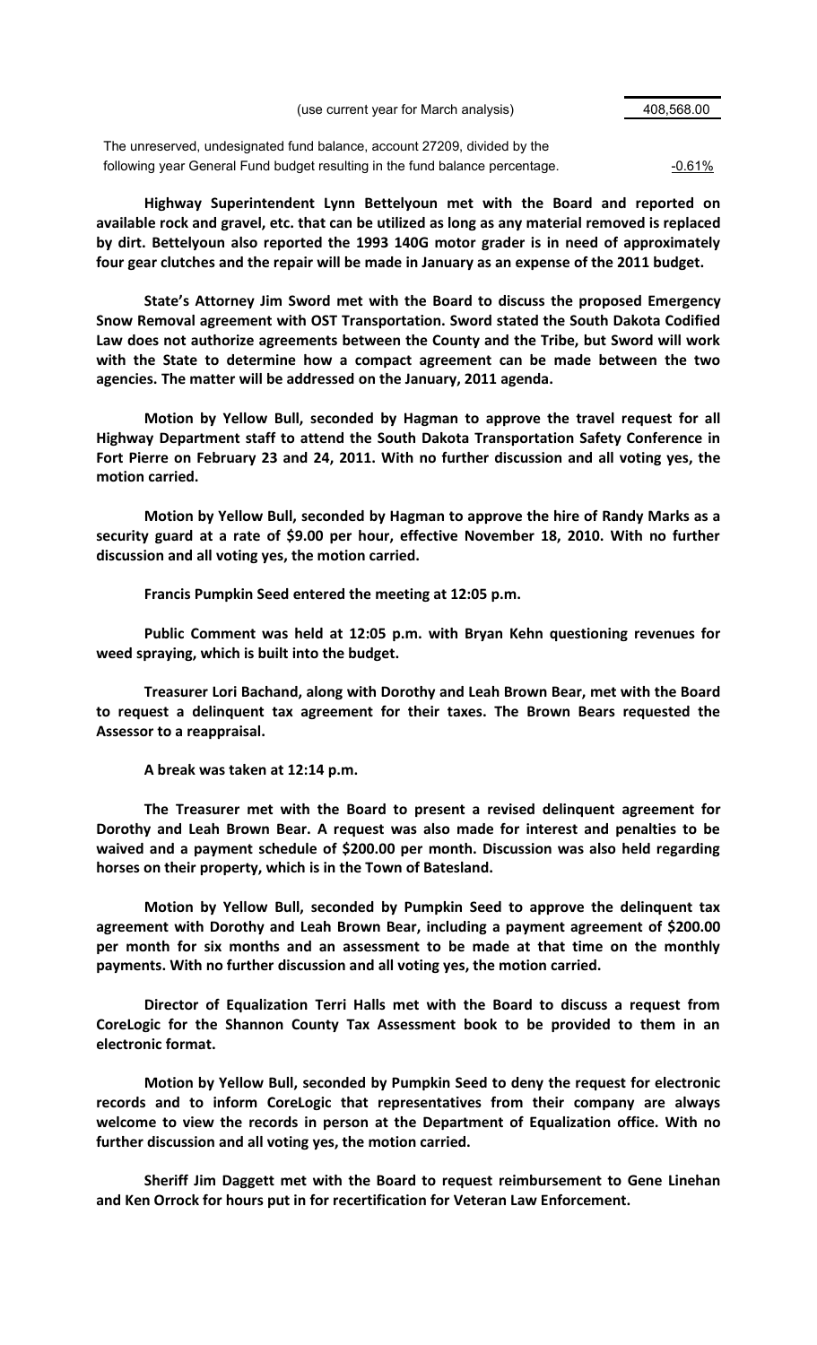| | |
|---|---|
| (use current year for March analysis) | 408,568.00 |
| The unreserved, undesignated fund balance, account 27209, divided by the following year General Fund budget resulting in the fund balance percentage. | -0.61% |

**Highway Superintendent Lynn Bettelyoun met with the Board and reported on available rock and gravel, etc. that can be utilized as long as any material removed is replaced by dirt. Bettelyoun also reported the 1993 140G motor grader is in need of approximately four gear clutches and the repair will be made in January as an expense of the 2011 budget.**

**State's Attorney Jim Sword met with the Board to discuss the proposed Emergency Snow Removal agreement with OST Transportation. Sword stated the South Dakota Codified Law does not authorize agreements between the County and the Tribe, but Sword will work with the State to determine how a compact agreement can be made between the two agencies. The matter will be addressed on the January, 2011 agenda.**

**Motion by Yellow Bull, seconded by Hagman to approve the travel request for all Highway Department staff to attend the South Dakota Transportation Safety Conference in Fort Pierre on February 23 and 24, 2011. With no further discussion and all voting yes, the motion carried.**

**Motion by Yellow Bull, seconded by Hagman to approve the hire of Randy Marks as a security guard at a rate of $9.00 per hour, effective November 18, 2010. With no further discussion and all voting yes, the motion carried.**

**Francis Pumpkin Seed entered the meeting at 12:05 p.m.**

**Public Comment was held at 12:05 p.m. with Bryan Kehn questioning revenues for weed spraying, which is built into the budget.**

**Treasurer Lori Bachand, along with Dorothy and Leah Brown Bear, met with the Board to request a delinquent tax agreement for their taxes. The Brown Bears requested the Assessor to a reappraisal.**

**A break was taken at 12:14 p.m.**

**The Treasurer met with the Board to present a revised delinquent agreement for Dorothy and Leah Brown Bear. A request was also made for interest and penalties to be waived and a payment schedule of $200.00 per month. Discussion was also held regarding horses on their property, which is in the Town of Batesland.**

**Motion by Yellow Bull, seconded by Pumpkin Seed to approve the delinquent tax agreement with Dorothy and Leah Brown Bear, including a payment agreement of $200.00 per month for six months and an assessment to be made at that time on the monthly payments. With no further discussion and all voting yes, the motion carried.**

**Director of Equalization Terri Halls met with the Board to discuss a request from CoreLogic for the Shannon County Tax Assessment book to be provided to them in an electronic format.**

**Motion by Yellow Bull, seconded by Pumpkin Seed to deny the request for electronic records and to inform CoreLogic that representatives from their company are always welcome to view the records in person at the Department of Equalization office. With no further discussion and all voting yes, the motion carried.**

**Sheriff Jim Daggett met with the Board to request reimbursement to Gene Linehan and Ken Orrock for hours put in for recertification for Veteran Law Enforcement.**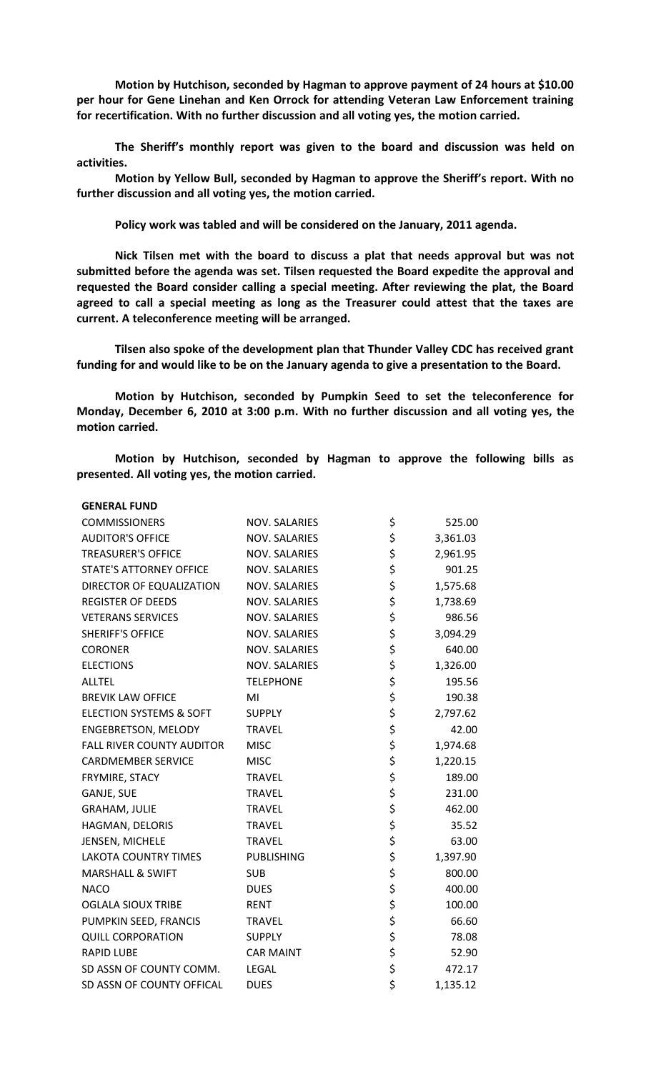**Motion by Hutchison, seconded by Hagman to approve payment of 24 hours at $10.00 per hour for Gene Linehan and Ken Orrock for attending Veteran Law Enforcement training for recertification. With no further discussion and all voting yes, the motion carried.**

**The Sheriff's monthly report was given to the board and discussion was held on activities.**

**Motion by Yellow Bull, seconded by Hagman to approve the Sheriff's report. With no further discussion and all voting yes, the motion carried.**

**Policy work was tabled and will be considered on the January, 2011 agenda.**

**Nick Tilsen met with the board to discuss a plat that needs approval but was not submitted before the agenda was set. Tilsen requested the Board expedite the approval and requested the Board consider calling a special meeting. After reviewing the plat, the Board agreed to call a special meeting as long as the Treasurer could attest that the taxes are current. A teleconference meeting will be arranged.**

**Tilsen also spoke of the development plan that Thunder Valley CDC has received grant funding for and would like to be on the January agenda to give a presentation to the Board.**

**Motion by Hutchison, seconded by Pumpkin Seed to set the teleconference for Monday, December 6, 2010 at 3:00 p.m. With no further discussion and all voting yes, the motion carried.**

**Motion by Hutchison, seconded by Hagman to approve the following bills as presented. All voting yes, the motion carried.**

| **GENERAL FUND** | | |
|---|---|---|
| COMMISSIONERS | NOV. SALARIES | $ 525.00 |
| AUDITOR'S OFFICE | NOV. SALARIES | $ 3,361.03 |
| TREASURER'S OFFICE | NOV. SALARIES | $ 2,961.95 |
| STATE'S ATTORNEY OFFICE | NOV. SALARIES | $ 901.25 |
| DIRECTOR OF EQUALIZATION | NOV. SALARIES | $ 1,575.68 |
| REGISTER OF DEEDS | NOV. SALARIES | $ 1,738.69 |
| VETERANS SERVICES | NOV. SALARIES | $ 986.56 |
| SHERIFF'S OFFICE | NOV. SALARIES | $ 3,094.29 |
| CORONER | NOV. SALARIES | $ 640.00 |
| ELECTIONS | NOV. SALARIES | $ 1,326.00 |
| ALLTEL | TELEPHONE | $ 195.56 |
| BREVIK LAW OFFICE | MI | $ 190.38 |
| ELECTION SYSTEMS & SOFT | SUPPLY | $ 2,797.62 |
| ENGEBRETSON, MELODY | TRAVEL | $ 42.00 |
| FALL RIVER COUNTY AUDITOR | MISC | $ 1,974.68 |
| CARDMEMBER SERVICE | MISC | $ 1,220.15 |
| FRYMIRE, STACY | TRAVEL | $ 189.00 |
| GANJE, SUE | TRAVEL | $ 231.00 |
| GRAHAM, JULIE | TRAVEL | $ 462.00 |
| HAGMAN, DELORIS | TRAVEL | $ 35.52 |
| JENSEN, MICHELE | TRAVEL | $ 63.00 |
| LAKOTA COUNTRY TIMES | PUBLISHING | $ 1,397.90 |
| MARSHALL & SWIFT | SUB | $ 800.00 |
| NACO | DUES | $ 400.00 |
| OGLALA SIOUX TRIBE | RENT | $ 100.00 |
| PUMPKIN SEED, FRANCIS | TRAVEL | $ 66.60 |
| QUILL CORPORATION | SUPPLY | $ 78.08 |
| RAPID LUBE | CAR MAINT | $ 52.90 |
| SD ASSN OF COUNTY COMM. | LEGAL | $ 472.17 |
| SD ASSN OF COUNTY OFFICAL | DUES | $ 1,135.12 |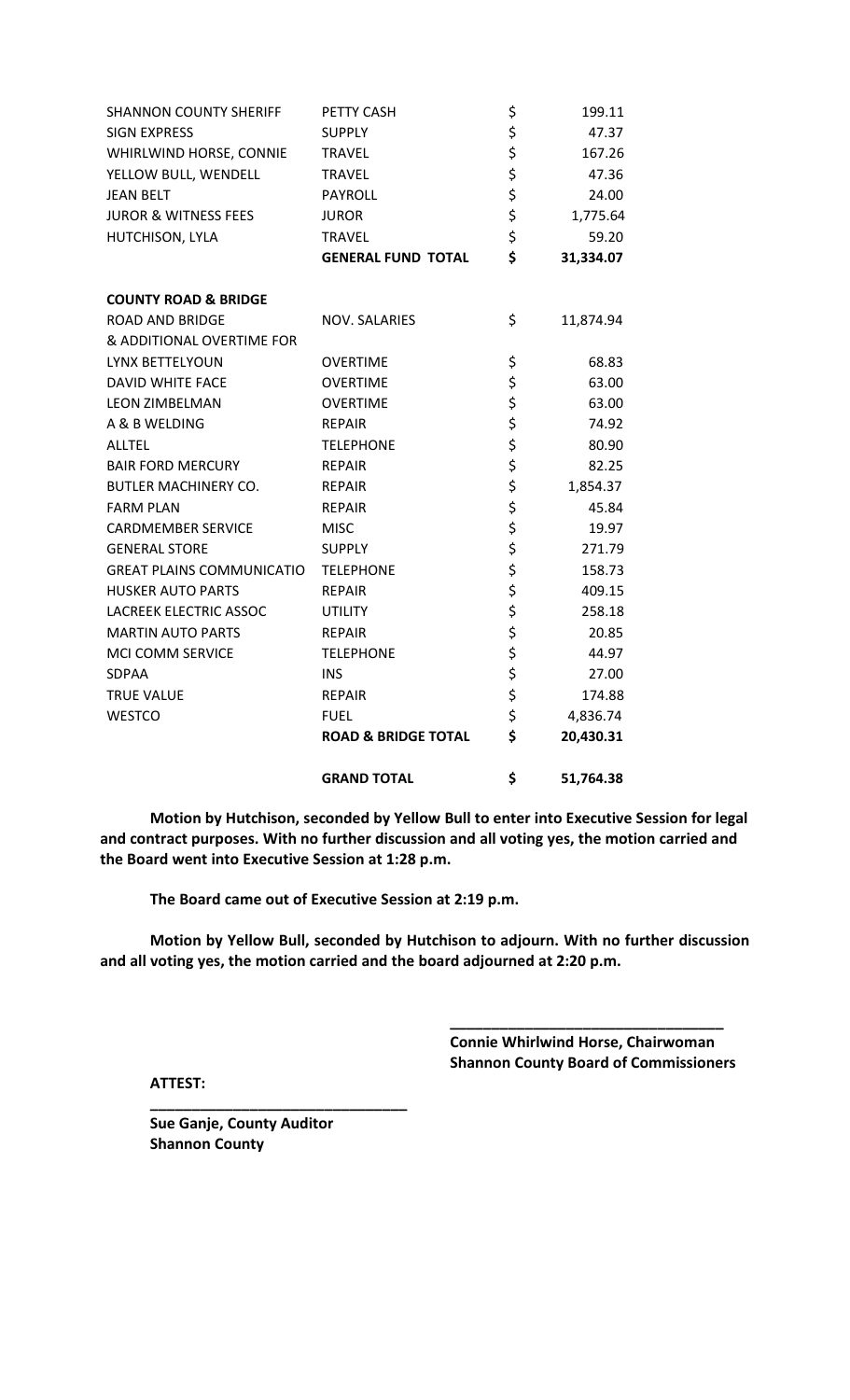| | | | |
|---|---|---|---|
| SHANNON COUNTY SHERIFF | PETTY CASH | $ | 199.11 |
| SIGN EXPRESS | SUPPLY | $ | 47.37 |
| WHIRLWIND HORSE, CONNIE | TRAVEL | $ | 167.26 |
| YELLOW BULL, WENDELL | TRAVEL | $ | 47.36 |
| JEAN BELT | PAYROLL | $ | 24.00 |
| JUROR & WITNESS FEES | JUROR | $ | 1,775.64 |
| HUTCHISON, LYLA | TRAVEL | $ | 59.20 |
| | **GENERAL FUND TOTAL** | **$** | **31,334.07** |
| | | | |
| **COUNTY ROAD & BRIDGE** | | | |
| ROAD AND BRIDGE | NOV. SALARIES | $ | 11,874.94 |
| & ADDITIONAL OVERTIME FOR | | | |
| LYNX BETTELYOUN | OVERTIME | $ | 68.83 |
| DAVID WHITE FACE | OVERTIME | $ | 63.00 |
| LEON ZIMBELMAN | OVERTIME | $ | 63.00 |
| A & B WELDING | REPAIR | $ | 74.92 |
| ALLTEL | TELEPHONE | $ | 80.90 |
| BAIR FORD MERCURY | REPAIR | $ | 82.25 |
| BUTLER MACHINERY CO. | REPAIR | $ | 1,854.37 |
| FARM PLAN | REPAIR | $ | 45.84 |
| CARDMEMBER SERVICE | MISC | $ | 19.97 |
| GENERAL STORE | SUPPLY | $ | 271.79 |
| GREAT PLAINS COMMUNICATIO | TELEPHONE | $ | 158.73 |
| HUSKER AUTO PARTS | REPAIR | $ | 409.15 |
| LACREEK ELECTRIC ASSOC | UTILITY | $ | 258.18 |
| MARTIN AUTO PARTS | REPAIR | $ | 20.85 |
| MCI COMM SERVICE | TELEPHONE | $ | 44.97 |
| SDPAA | INS | $ | 27.00 |
| TRUE VALUE | REPAIR | $ | 174.88 |
| WESTCO | FUEL | $ | 4,836.74 |
| | **ROAD & BRIDGE TOTAL** | **$** | **20,430.31** |
| | | | |
| | **GRAND TOTAL** | **$** | **51,764.38** |

**Motion by Hutchison, seconded by Yellow Bull to enter into Executive Session for legal and contract purposes. With no further discussion and all voting yes, the motion carried and the Board went into Executive Session at 1:28 p.m.**

**The Board came out of Executive Session at 2:19 p.m.**

**Motion by Yellow Bull, seconded by Hutchison to adjourn. With no further discussion and all voting yes, the motion carried and the board adjourned at 2:20 p.m.**

\_\_\_\_\_\_\_\_\_\_\_\_\_\_\_\_\_\_\_\_\_\_\_\_\_\_\_\_\_\_\_\_

**Connie Whirlwind Horse, Chairwoman**
**Shannon County Board of Commissioners**

**ATTEST:**

\_\_\_\_\_\_\_\_\_\_\_\_\_\_\_\_\_\_\_\_\_\_\_\_\_\_\_\_\_\_\_\_

**Sue Ganje, County Auditor**
**Shannon County**